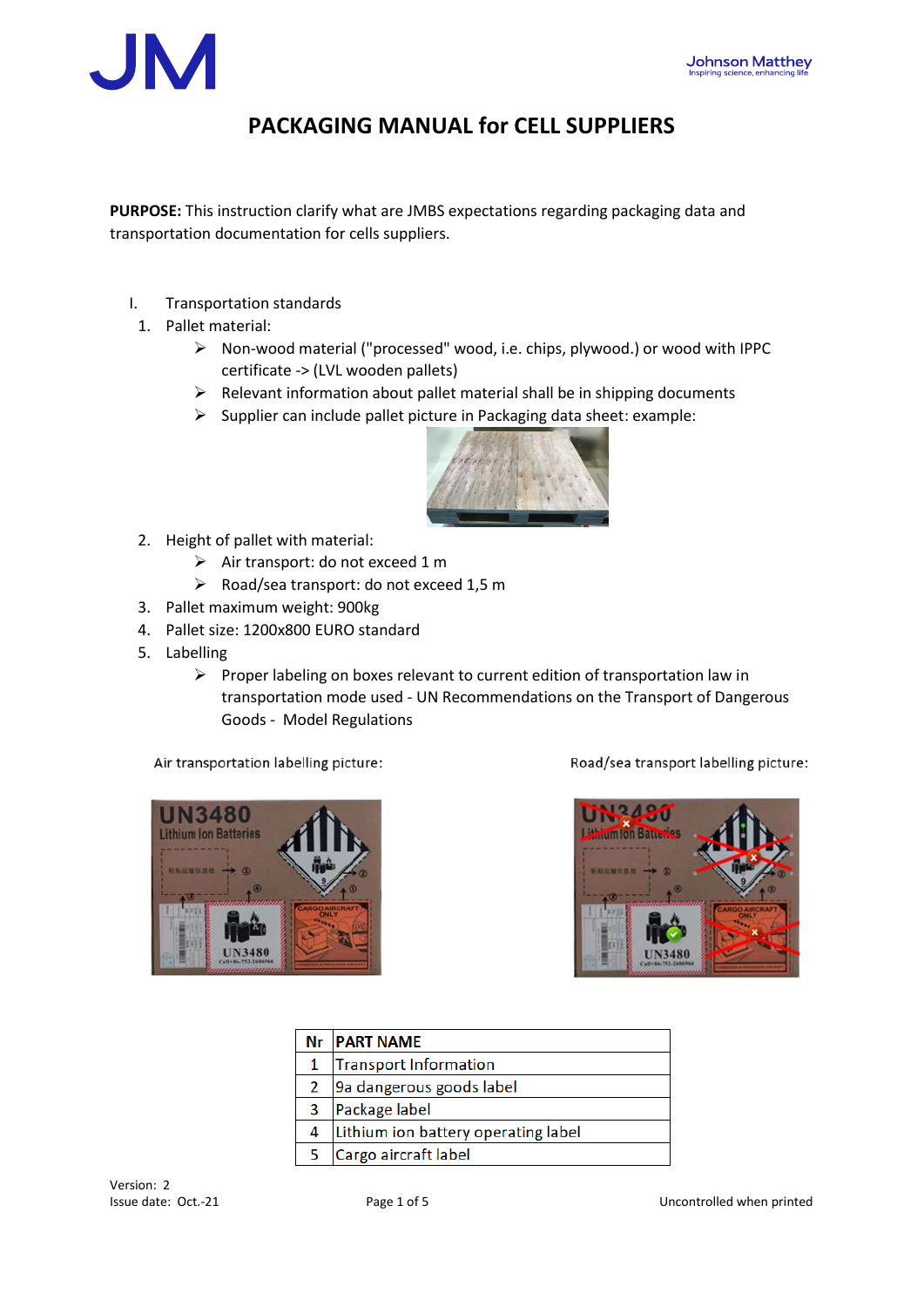# PACKAGING MANUAL for CELL SUPPLIERS

**PURPOSE:** This instruction clarify what are JMBS expectations regarding packaging data and transportation documentation for cells suppliers.

I. Transportation standards

1. Pallet material:
   - Non-wood material ("processed" wood, i.e. chips, plywood.) or wood with IPPC certificate -> (LVL wooden pallets)
   - Relevant information about pallet material shall be in shipping documents
   - Supplier can include pallet picture in Packaging data sheet: example:
2. Height of pallet with material:
   - Air transport: do not exceed 1 m
   - Road/sea transport: do not exceed 1,5 m
3. Pallet maximum weight: 900kg
4. Pallet size: 1200x800 EURO standard
5. Labelling
   - Proper labeling on boxes relevant to current edition of transportation law in transportation mode used - UN Recommendations on the Transport of Dangerous Goods - Model Regulations

Air transportation labelling picture:

Road/sea transport labelling picture:

| Nr | PART NAME |
|---|---|
| 1 | Transport Information |
| 2 | 9a dangerous goods label |
| 3 | Package label |
| 4 | Lithium ion battery operating label |
| 5 | Cargo aircraft label |

Version: 2
Issue date: Oct.-21

Uncontrolled when printed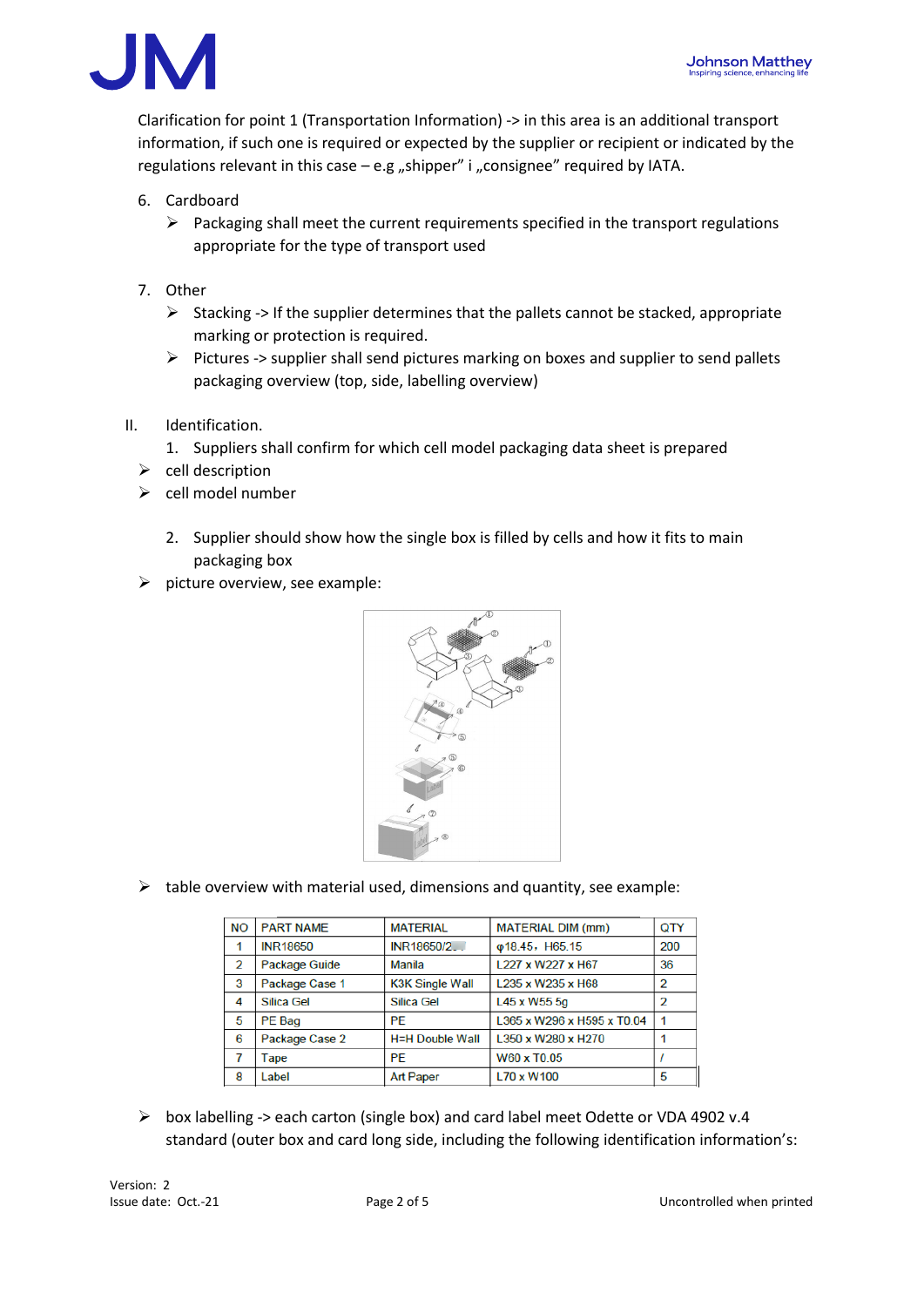Clarification for point 1 (Transportation Information) -> in this area is an additional transport information, if such one is required or expected by the supplier or recipient or indicated by the regulations relevant in this case – e.g „shipper" i „consignee" required by IATA.

6. Cardboard
   - Packaging shall meet the current requirements specified in the transport regulations appropriate for the type of transport used

7. Other
   - Stacking -> If the supplier determines that the pallets cannot be stacked, appropriate marking or protection is required.
   - Pictures -> supplier shall send pictures marking on boxes and supplier to send pallets packaging overview (top, side, labelling overview)

II. Identification.

1. Suppliers shall confirm for which cell model packaging data sheet is prepared

- cell description
- cell model number

2. Supplier should show how the single box is filled by cells and how it fits to main packaging box

- picture overview, see example:

- table overview with material used, dimensions and quantity, see example:

| NO | PART NAME | MATERIAL | MATERIAL DIM (mm) | QTY |
|---|---|---|---|---|
| 1 | INR18650 | INR18650/2... | φ18.45，H65.15 | 200 |
| 2 | Package Guide | Manila | L227 x W227 x H67 | 36 |
| 3 | Package Case 1 | K3K Single Wall | L235 x W235 x H68 | 2 |
| 4 | Silica Gel | Silica Gel | L45 x W55 5g | 2 |
| 5 | PE Bag | PE | L365 x W296 x H595 x T0.04 | 1 |
| 6 | Package Case 2 | H=H Double Wall | L350 x W280 x H270 | 1 |
| 7 | Tape | PE | W60 x T0.05 | / |
| 8 | Label | Art Paper | L70 x W100 | 5 |

- box labelling -> each carton (single box) and card label meet Odette or VDA 4902 v.4 standard (outer box and card long side, including the following identification information's:

Version: 2
Issue date: Oct.-21

Uncontrolled when printed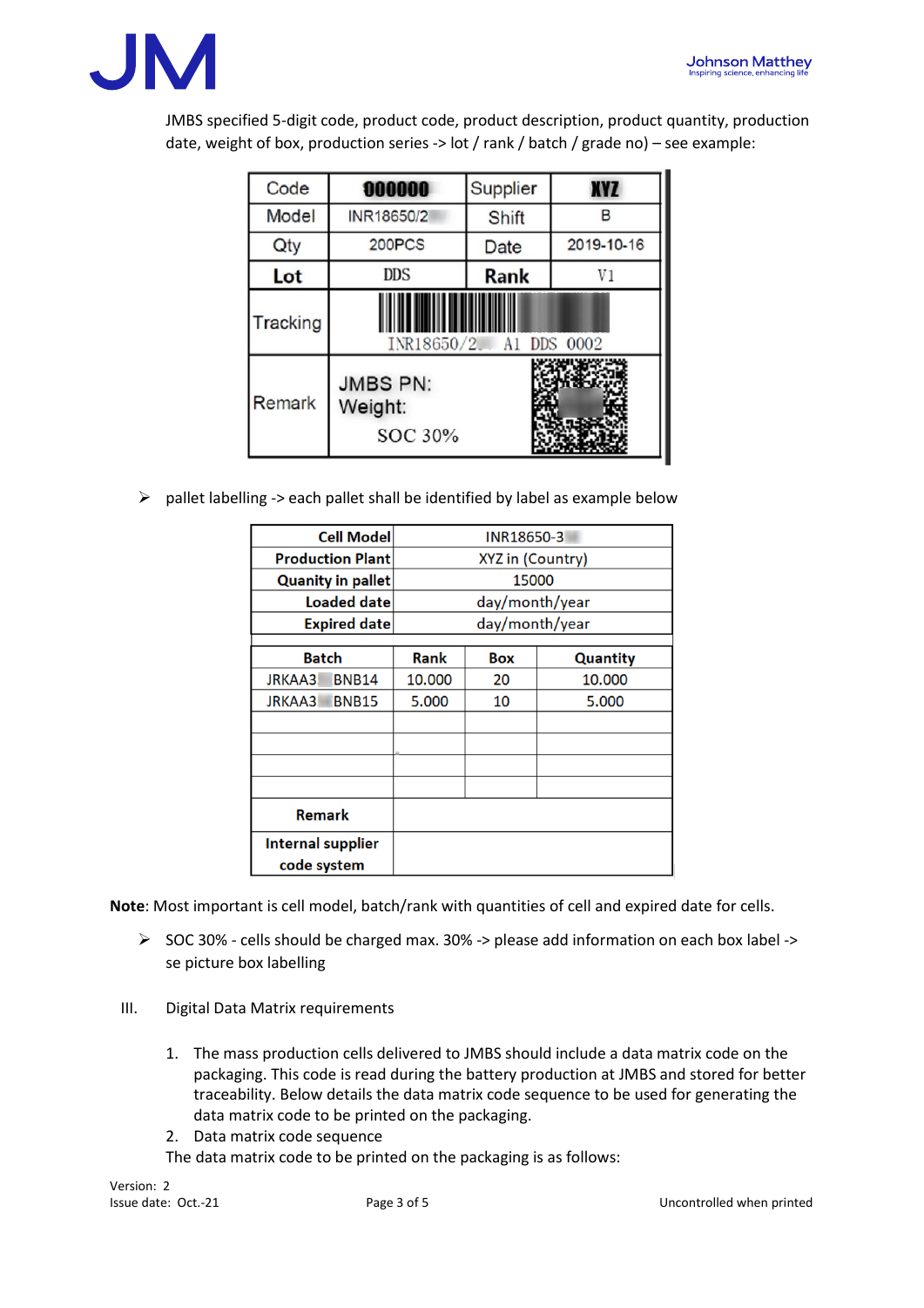JMBS specified 5-digit code, product code, product description, product quantity, production date, weight of box, production series -> lot / rank / batch / grade no) – see example:

| Code | 000000 | Supplier | XYZ |
|---|---|---|---|
| Model | INR18650/2 | Shift | B |
| Qty | 200PCS | Date | 2019-10-16 |
| **Lot** | DDS | **Rank** | V1 |
| Tracking | INR18650/2 A1 DDS 0002 | | |
| Remark | JMBS PN: Weight: SOC 30% | | |

- pallet labelling -> each pallet shall be identified by label as example below

| **Cell Model** | INR18650-3 | | |
|---|---|---|---|
| **Production Plant** | XYZ in (Country) | | |
| **Quanity in pallet** | 15000 | | |
| **Loaded date** | day/month/year | | |
| **Expired date** | day/month/year | | |
| **Batch** | **Rank** | **Box** | **Quantity** |
| JRKAA3 BNB14 | 10.000 | 20 | 10.000 |
| JRKAA3 BNB15 | 5.000 | 10 | 5.000 |
| | | | |
| | | | |
| | | | |
| | | | |
| **Remark** | | | |
| **Internal supplier code system** | | | |

**Note**: Most important is cell model, batch/rank with quantities of cell and expired date for cells.

- SOC 30% - cells should be charged max. 30% -> please add information on each box label -> se picture box labelling

III. Digital Data Matrix requirements

1. The mass production cells delivered to JMBS should include a data matrix code on the packaging. This code is read during the battery production at JMBS and stored for better traceability. Below details the data matrix code sequence to be used for generating the data matrix code to be printed on the packaging.
2. Data matrix code sequence

The data matrix code to be printed on the packaging is as follows: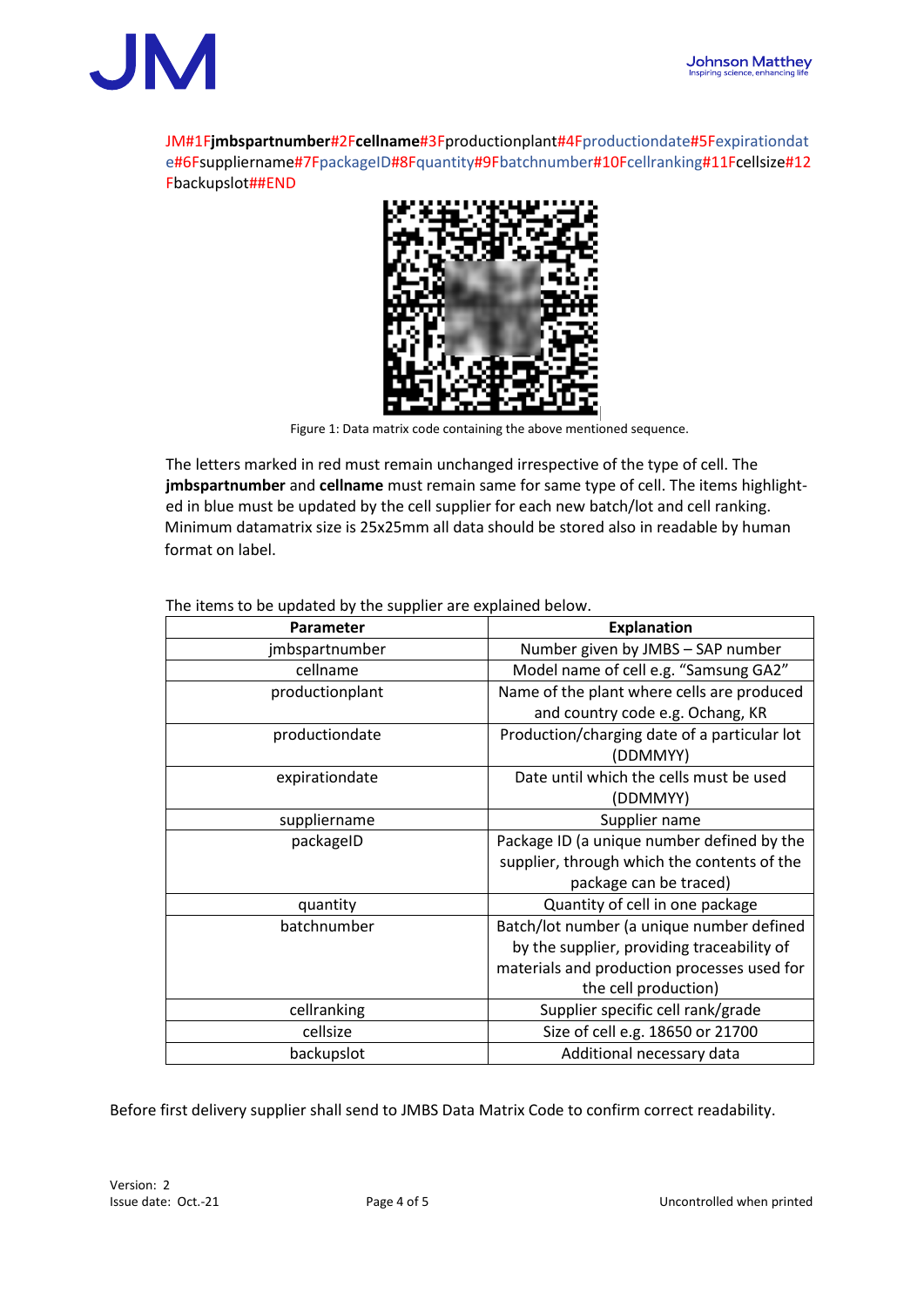JM#1F**jmbspartnumber**#2F**cellname**#3Fproductionplant#4Fproductiondate#5Fexpirationdate#6Fsuppliername#7FpackageID#8Fquantity#9Fbatchnumber#10Fcellranking#11Fcellsize#12Fbackupslot##END

Figure 1: Data matrix code containing the above mentioned sequence.

The letters marked in red must remain unchanged irrespective of the type of cell. The **jmbspartnumber** and **cellname** must remain same for same type of cell. The items highlighted in blue must be updated by the cell supplier for each new batch/lot and cell ranking. Minimum datamatrix size is 25x25mm all data should be stored also in readable by human format on label.

The items to be updated by the supplier are explained below.

| Parameter | Explanation |
|---|---|
| jmbspartnumber | Number given by JMBS – SAP number |
| cellname | Model name of cell e.g. "Samsung GA2" |
| productionplant | Name of the plant where cells are produced and country code e.g. Ochang, KR |
| productiondate | Production/charging date of a particular lot (DDMMYY) |
| expirationdate | Date until which the cells must be used (DDMMYY) |
| suppliername | Supplier name |
| packageID | Package ID (a unique number defined by the supplier, through which the contents of the package can be traced) |
| quantity | Quantity of cell in one package |
| batchnumber | Batch/lot number (a unique number defined by the supplier, providing traceability of materials and production processes used for the cell production) |
| cellranking | Supplier specific cell rank/grade |
| cellsize | Size of cell e.g. 18650 or 21700 |
| backupslot | Additional necessary data |

Before first delivery supplier shall send to JMBS Data Matrix Code to confirm correct readability.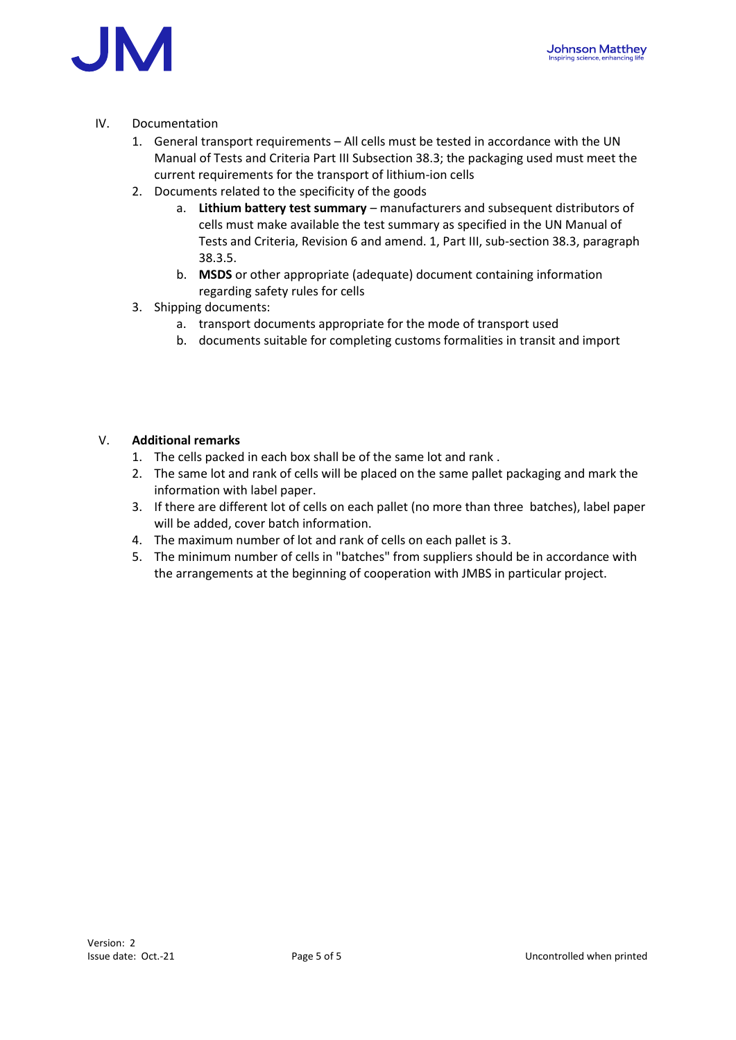IV. Documentation

1. General transport requirements – All cells must be tested in accordance with the UN Manual of Tests and Criteria Part III Subsection 38.3; the packaging used must meet the current requirements for the transport of lithium-ion cells
2. Documents related to the specificity of the goods
    a. **Lithium battery test summary** – manufacturers and subsequent distributors of cells must make available the test summary as specified in the UN Manual of Tests and Criteria, Revision 6 and amend. 1, Part III, sub-section 38.3, paragraph 38.3.5.
    b. **MSDS** or other appropriate (adequate) document containing information regarding safety rules for cells
3. Shipping documents:
    a. transport documents appropriate for the mode of transport used
    b. documents suitable for completing customs formalities in transit and import

V. **Additional remarks**

1. The cells packed in each box shall be of the same lot and rank .
2. The same lot and rank of cells will be placed on the same pallet packaging and mark the information with label paper.
3. If there are different lot of cells on each pallet (no more than three batches), label paper will be added, cover batch information.
4. The maximum number of lot and rank of cells on each pallet is 3.
5. The minimum number of cells in "batches" from suppliers should be in accordance with the arrangements at the beginning of cooperation with JMBS in particular project.